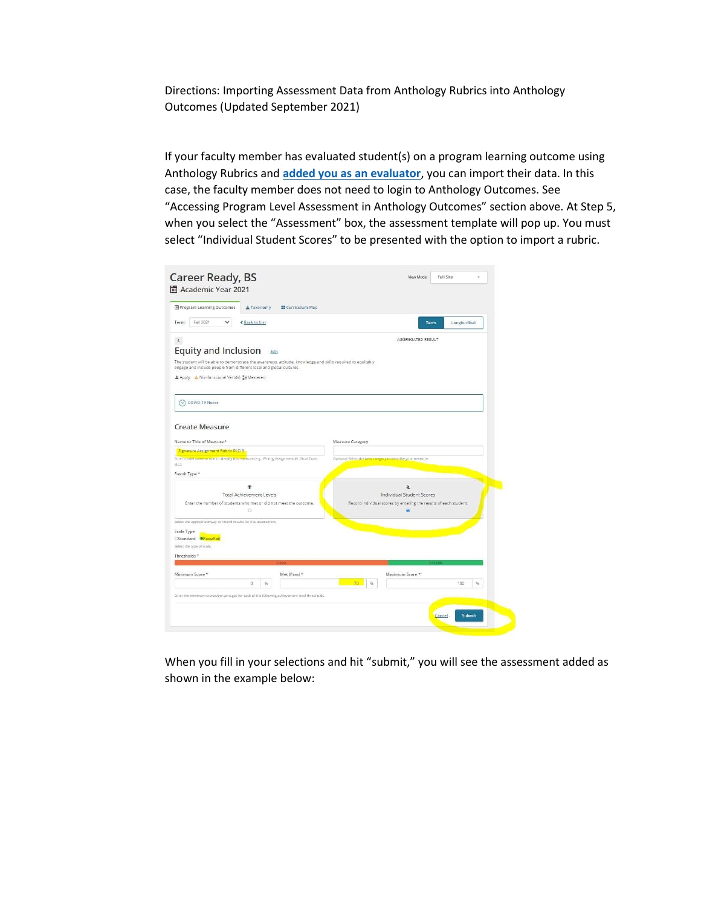Directions: Importing Assessment Data from Anthology Rubrics into Anthology Outcomes (Updated September 2021)

If your faculty member has evaluated student(s) on a program learning outcome using Anthology Rubrics and **added you as an evaluator**, you can import their data. In this case, the faculty member does not need to login to Anthology Outcomes. See "Accessing Program Level Assessment in Anthology Outcomes" section above. At Step 5, when you select the "Assessment" box, the assessment template will pop up. You must select "Individual Student Scores" to be presented with the option to import a rubric.

When you fill in your selections and hit "submit," you will see the assessment added as shown in the example below: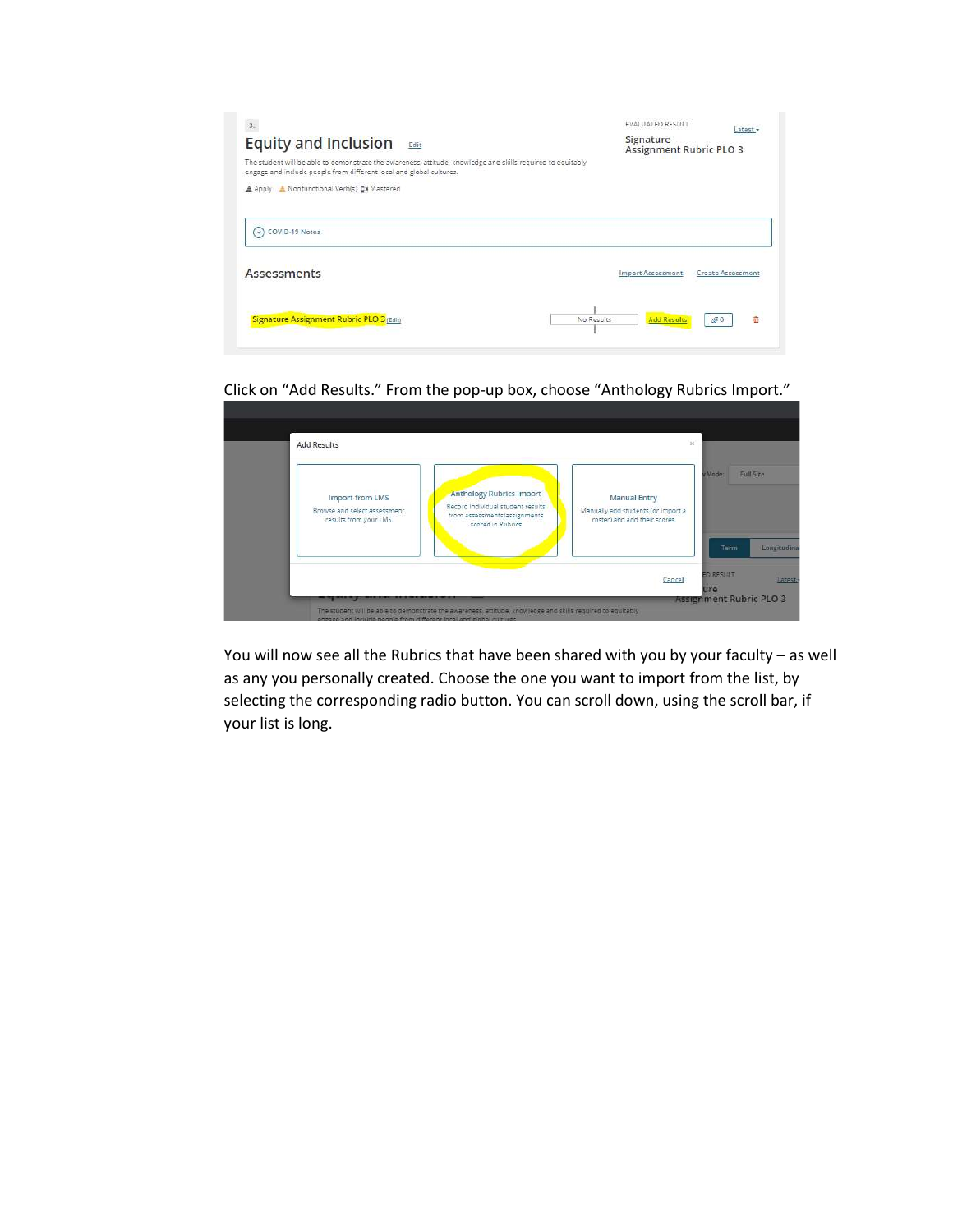Click on "Add Results." From the pop-up box, choose "Anthology Rubrics Import."

You will now see all the Rubrics that have been shared with you by your faculty – as well as any you personally created. Choose the one you want to import from the list, by selecting the corresponding radio button. You can scroll down, using the scroll bar, if your list is long.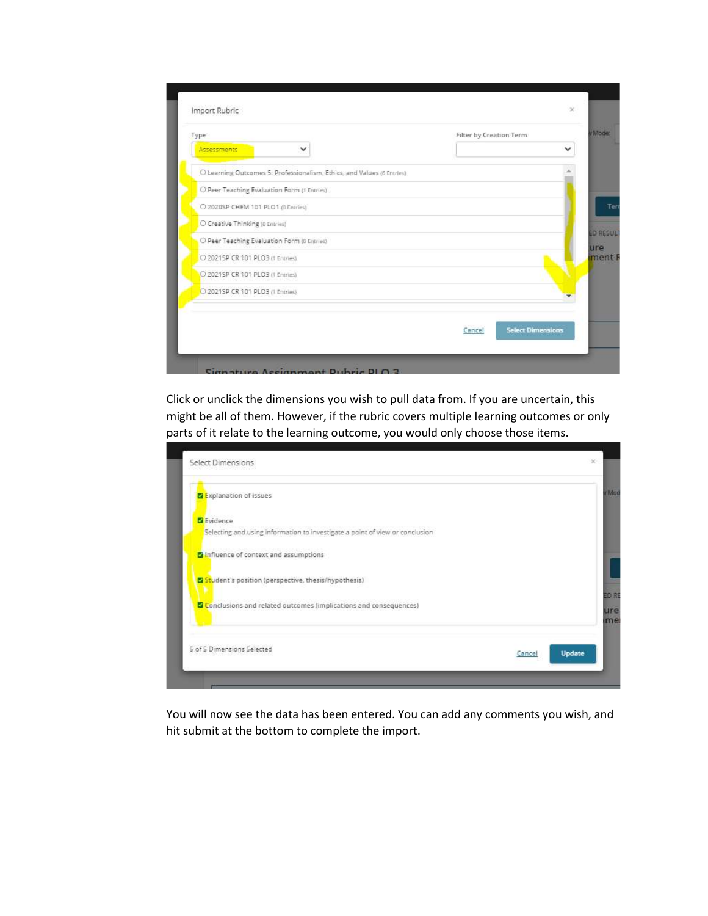Click or unclick the dimensions you wish to pull data from. If you are uncertain, this might be all of them. However, if the rubric covers multiple learning outcomes or only parts of it relate to the learning outcome, you would only choose those items.

You will now see the data has been entered. You can add any comments you wish, and hit submit at the bottom to complete the import.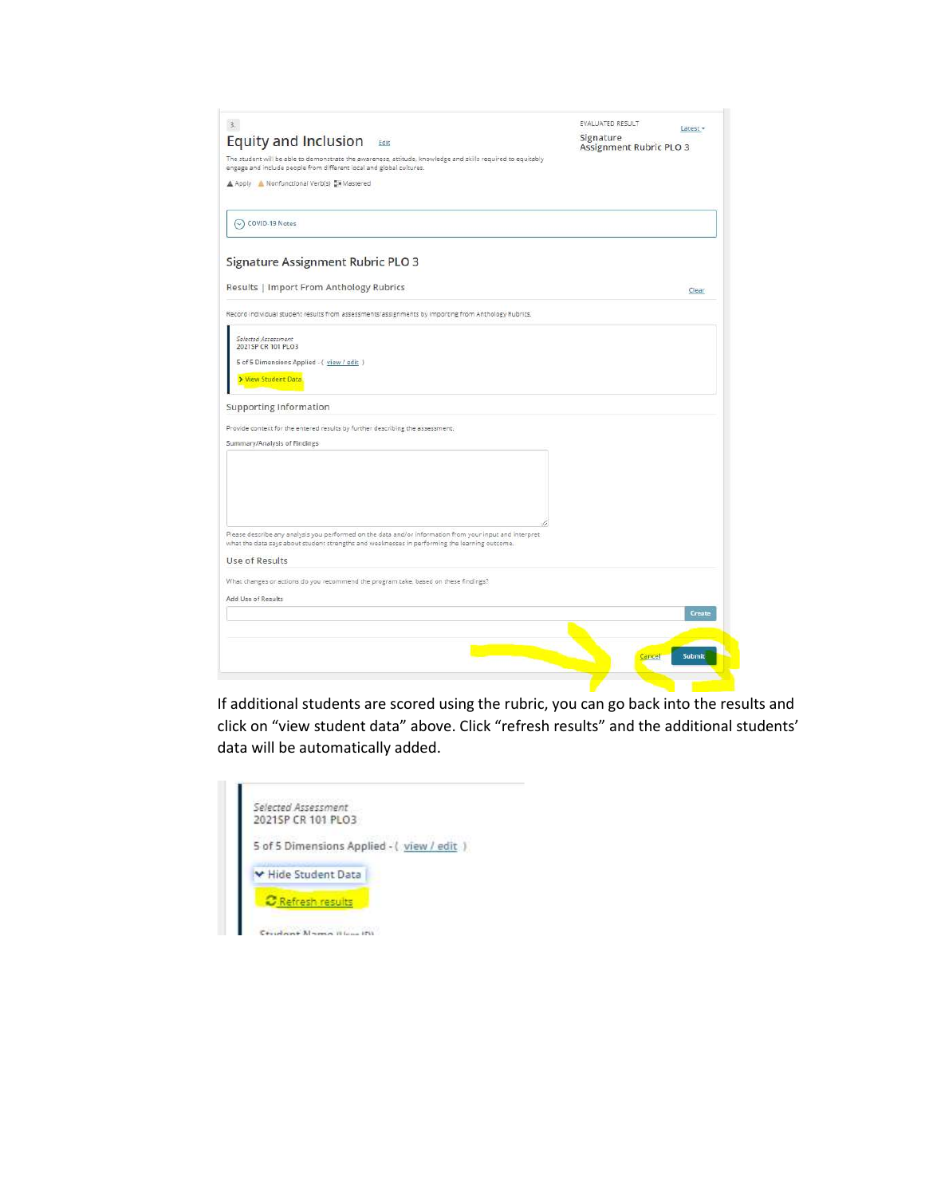3.

Equity and Inclusion Edit

The student will be able to demonstrate the awareness, attitude, knowledge and skills required to equitably engage and include people from different local and global cultures.

Apply Nonfunctional Verb(s) Mastered

EVALUATED RESULT Latest
Signature Assignment Rubric PLO 3

COVID-19 Notes

Signature Assignment Rubric PLO 3

Results | Import From Anthology Rubrics Clear

Record individual student results from assessments/assignments by importing from Anthology Rubrics.

*Selected Assessment*
2021SP CR 101 PLO3

5 of 5 Dimensions Applied - ( view / edit )

> View Student Data

Supporting Information

Provide context for the entered results by further describing the assessment.

Summary/Analysis of Findings

Please describe any analysis you performed on the data and/or information from your input and interpret what the data says about student strengths and weaknesses in performing the learning outcome.

Use of Results

What changes or actions do you recommend the program take, based on these findings?

Add Use of Results

Create

Cancel Submit

If additional students are scored using the rubric, you can go back into the results and click on "view student data" above. Click "refresh results" and the additional students' data will be automatically added.

*Selected Assessment*
2021SP CR 101 PLO3

5 of 5 Dimensions Applied - ( view / edit )

Hide Student Data

Refresh results

Student Name (User ID)